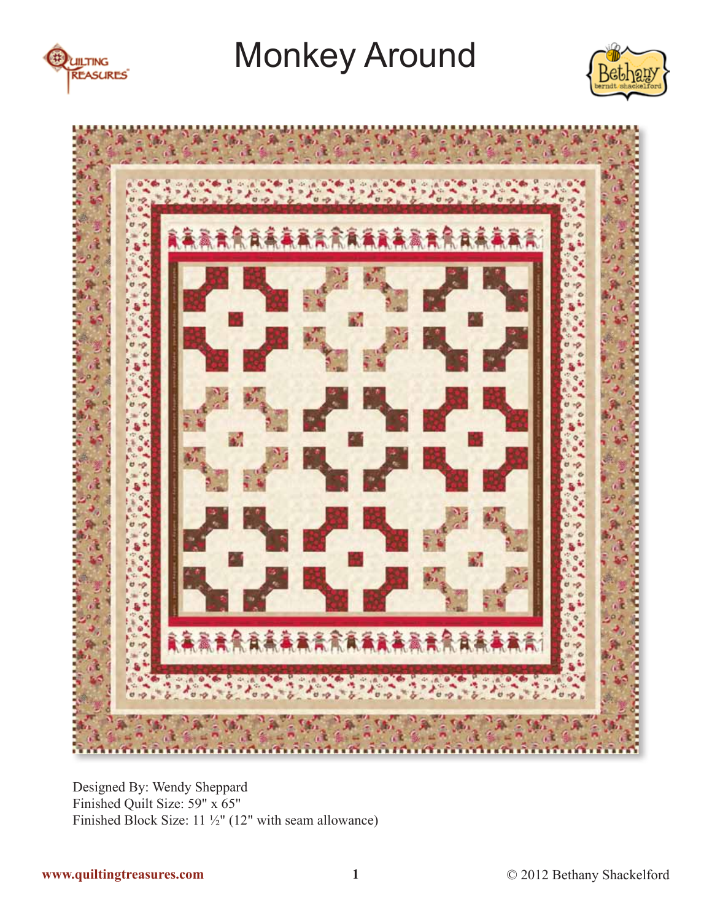# Monkey Around

Designed By: Wendy Sheppard
Finished Quilt Size: 59" x 65"
Finished Block Size: 11 ½" (12" with seam allowance)

www.quiltingtreasures.com

© 2012 Bethany Shackelford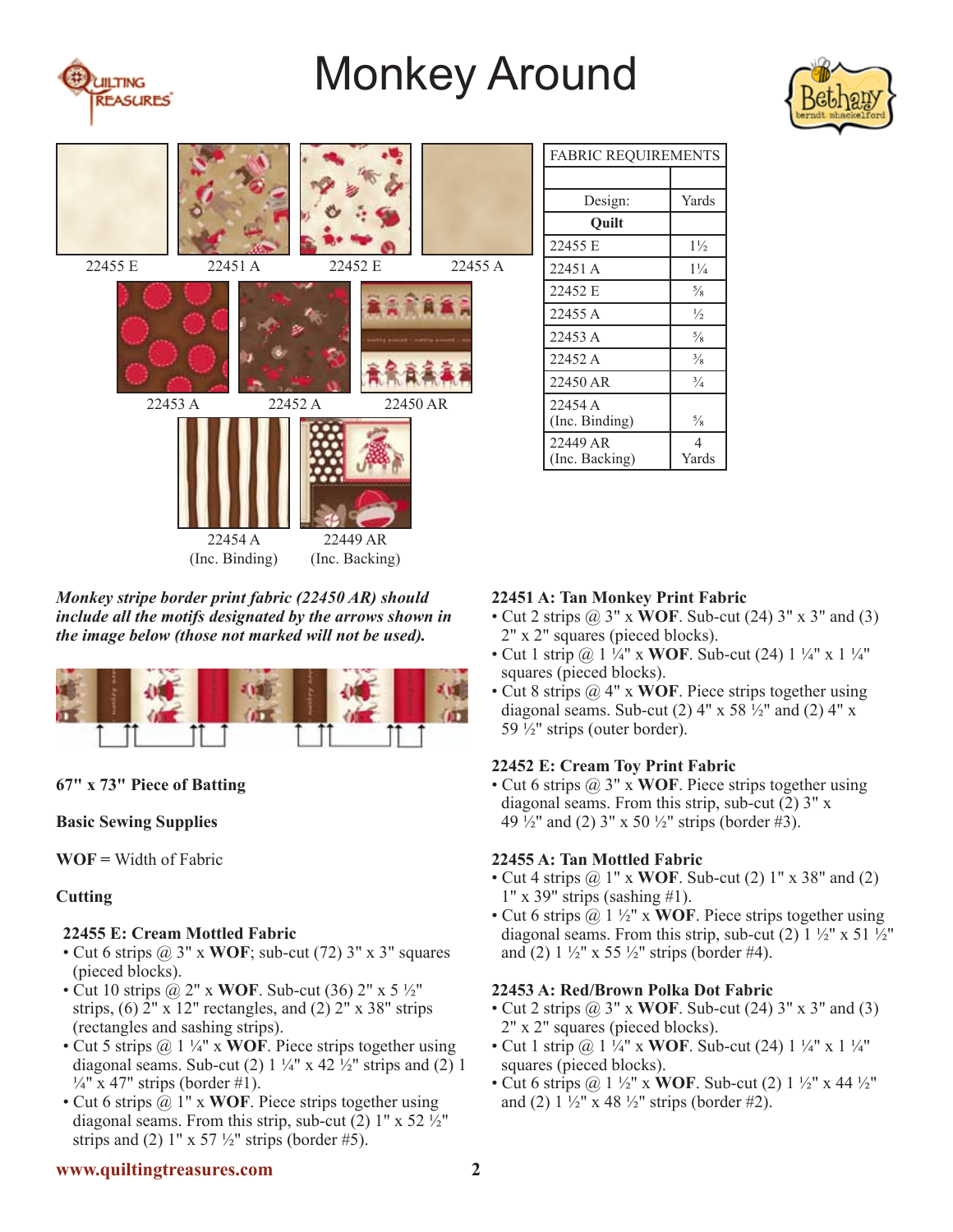# Monkey Around

22455 E 22451 A 22452 E 22455 A

22453 A 22452 A 22450 AR

22454 A (Inc. Binding) 22449 AR (Inc. Backing)

| FABRIC REQUIREMENTS | |
|---|---|
| | |
| Design: | Yards |
| **Quilt** | |
| 22455 E | 1½ |
| 22451 A | 1¼ |
| 22452 E | ⅝ |
| 22455 A | ½ |
| 22453 A | ⅝ |
| 22452 A | ⅜ |
| 22450 AR | ¾ |
| 22454 A (Inc. Binding) | ⅝ |
| 22449 AR (Inc. Backing) | 4 Yards |

***Monkey stripe border print fabric (22450 AR) should include all the motifs designated by the arrows shown in the image below (those not marked will not be used).***

**67" x 73" Piece of Batting**

**Basic Sewing Supplies**

**WOF =** Width of Fabric

**Cutting**

**22455 E: Cream Mottled Fabric**

- Cut 6 strips @ 3" x **WOF**; sub-cut (72) 3" x 3" squares (pieced blocks).
- Cut 10 strips @ 2" x **WOF**. Sub-cut (36) 2" x 5 ½" strips, (6) 2" x 12" rectangles, and (2) 2" x 38" strips (rectangles and sashing strips).
- Cut 5 strips @ 1 ¼" x **WOF**. Piece strips together using diagonal seams. Sub-cut (2) 1 ¼" x 42 ½" strips and (2) 1 ¼" x 47" strips (border #1).
- Cut 6 strips @ 1" x **WOF**. Piece strips together using diagonal seams. From this strip, sub-cut (2) 1" x 52 ½" strips and (2) 1" x 57 ½" strips (border #5).

**22451 A: Tan Monkey Print Fabric**

- Cut 2 strips @ 3" x **WOF**. Sub-cut (24) 3" x 3" and (3) 2" x 2" squares (pieced blocks).
- Cut 1 strip @ 1 ¼" x **WOF**. Sub-cut (24) 1 ¼" x 1 ¼" squares (pieced blocks).
- Cut 8 strips @ 4" x **WOF**. Piece strips together using diagonal seams. Sub-cut (2) 4" x 58 ½" and (2) 4" x 59 ½" strips (outer border).

**22452 E: Cream Toy Print Fabric**

- Cut 6 strips @ 3" x **WOF**. Piece strips together using diagonal seams. From this strip, sub-cut (2) 3" x 49 ½" and (2) 3" x 50 ½" strips (border #3).

**22455 A: Tan Mottled Fabric**

- Cut 4 strips @ 1" x **WOF**. Sub-cut (2) 1" x 38" and (2) 1" x 39" strips (sashing #1).
- Cut 6 strips @ 1 ½" x **WOF**. Piece strips together using diagonal seams. From this strip, sub-cut (2) 1 ½" x 51 ½" and (2) 1 ½" x 55 ½" strips (border #4).

**22453 A: Red/Brown Polka Dot Fabric**

- Cut 2 strips @ 3" x **WOF**. Sub-cut (24) 3" x 3" and (3) 2" x 2" squares (pieced blocks).
- Cut 1 strip @ 1 ¼" x **WOF**. Sub-cut (24) 1 ¼" x 1 ¼" squares (pieced blocks).
- Cut 6 strips @ 1 ½" x **WOF**. Sub-cut (2) 1 ½" x 44 ½" and (2) 1 ½" x 48 ½" strips (border #2).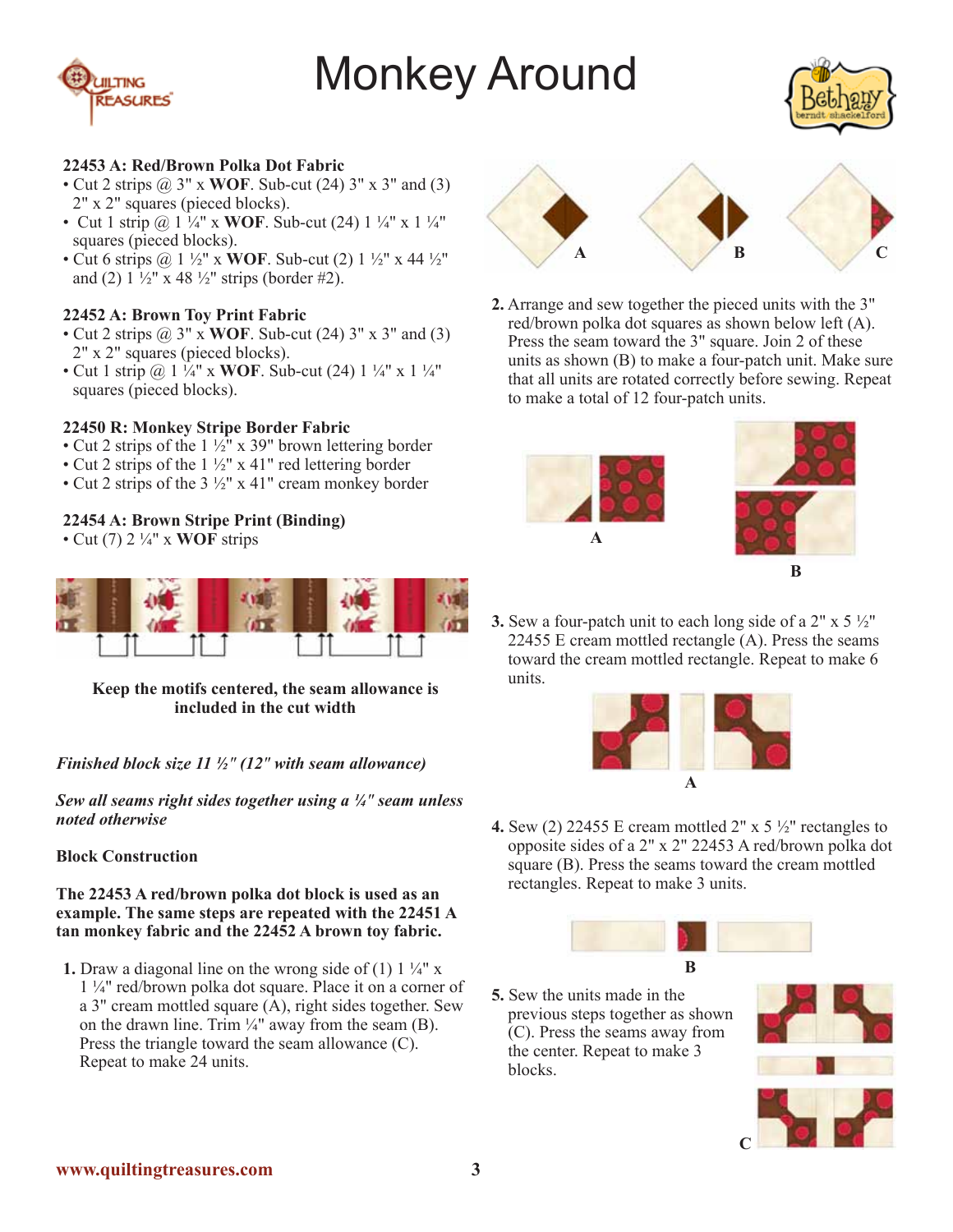# Monkey Around

**22453 A: Red/Brown Polka Dot Fabric**

- Cut 2 strips @ 3" x **WOF**. Sub-cut (24) 3" x 3" and (3) 2" x 2" squares (pieced blocks).
- Cut 1 strip @ 1 ¼" x **WOF**. Sub-cut (24) 1 ¼" x 1 ¼" squares (pieced blocks).
- Cut 6 strips @ 1 ½" x **WOF**. Sub-cut (2) 1 ½" x 44 ½" and (2) 1 ½" x 48 ½" strips (border #2).

**22452 A: Brown Toy Print Fabric**

- Cut 2 strips @ 3" x **WOF**. Sub-cut (24) 3" x 3" and (3) 2" x 2" squares (pieced blocks).
- Cut 1 strip @ 1 ¼" x **WOF**. Sub-cut (24) 1 ¼" x 1 ¼" squares (pieced blocks).

**22450 R: Monkey Stripe Border Fabric**

- Cut 2 strips of the 1 ½" x 39" brown lettering border
- Cut 2 strips of the 1 ½" x 41" red lettering border
- Cut 2 strips of the 3 ½" x 41" cream monkey border

**22454 A: Brown Stripe Print (Binding)**

- Cut (7) 2 ¼" x **WOF** strips

**Keep the motifs centered, the seam allowance is included in the cut width**

***Finished block size 11 ½" (12" with seam allowance)***

***Sew all seams right sides together using a ¼" seam unless noted otherwise***

**Block Construction**

**The 22453 A red/brown polka dot block is used as an example. The same steps are repeated with the 22451 A tan monkey fabric and the 22452 A brown toy fabric.**

1. Draw a diagonal line on the wrong side of (1) 1 ¼" x 1 ¼" red/brown polka dot square. Place it on a corner of a 3" cream mottled square (A), right sides together. Sew on the drawn line. Trim ¼" away from the seam (B). Press the triangle toward the seam allowance (C). Repeat to make 24 units.

A B C

2. Arrange and sew together the pieced units with the 3" red/brown polka dot squares as shown below left (A). Press the seam toward the 3" square. Join 2 of these units as shown (B) to make a four-patch unit. Make sure that all units are rotated correctly before sewing. Repeat to make a total of 12 four-patch units.

A B

3. Sew a four-patch unit to each long side of a 2" x 5 ½" 22455 E cream mottled rectangle (A). Press the seams toward the cream mottled rectangle. Repeat to make 6 units.

A

4. Sew (2) 22455 E cream mottled 2" x 5 ½" rectangles to opposite sides of a 2" x 2" 22453 A red/brown polka dot square (B). Press the seams toward the cream mottled rectangles. Repeat to make 3 units.

B

5. Sew the units made in the previous steps together as shown (C). Press the seams away from the center. Repeat to make 3 blocks.

C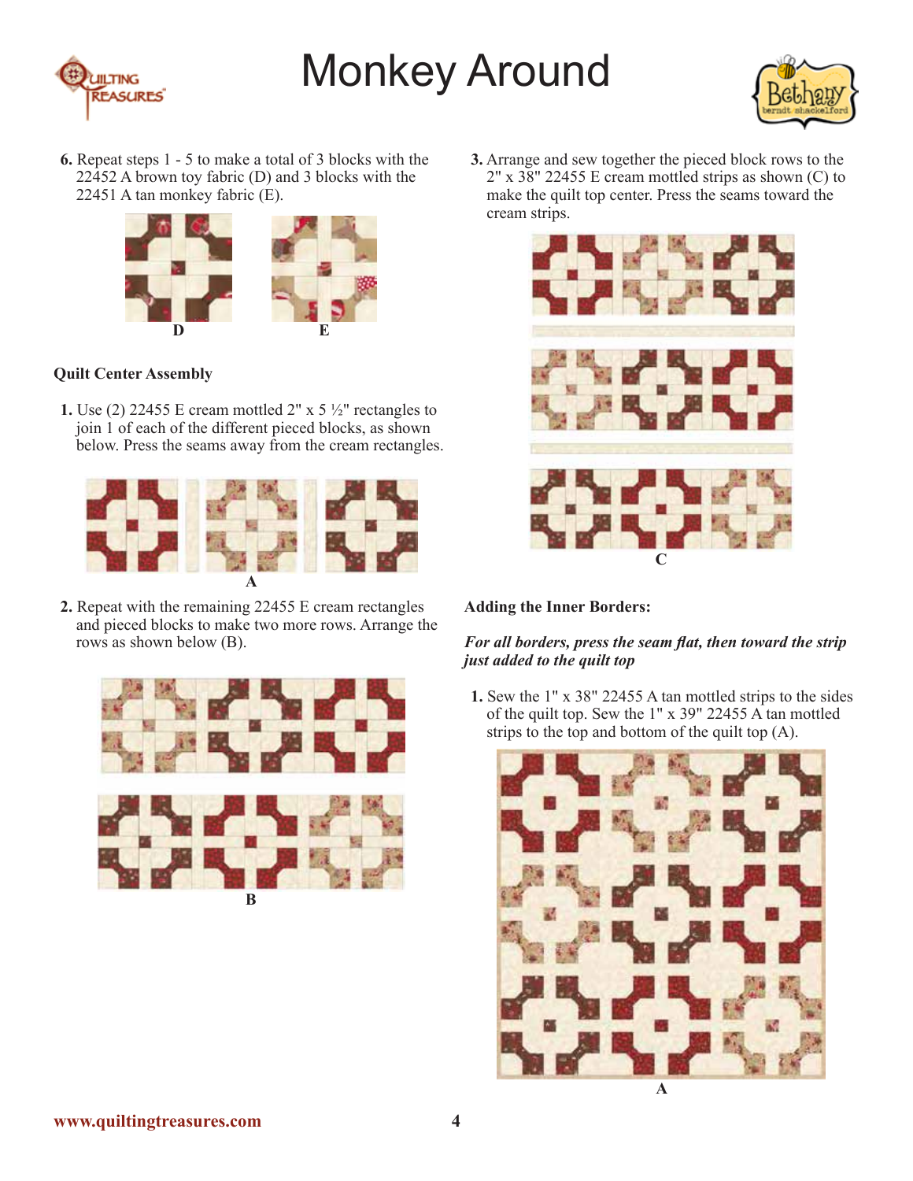6. Repeat steps 1 - 5 to make a total of 3 blocks with the 22452 A brown toy fabric (D) and 3 blocks with the 22451 A tan monkey fabric (E).

D E

## Quilt Center Assembly

1. Use (2) 22455 E cream mottled 2" x 5 ½" rectangles to join 1 of each of the different pieced blocks, as shown below. Press the seams away from the cream rectangles.

A

2. Repeat with the remaining 22455 E cream rectangles and pieced blocks to make two more rows. Arrange the rows as shown below (B).

B

3. Arrange and sew together the pieced block rows to the 2" x 38" 22455 E cream mottled strips as shown (C) to make the quilt top center. Press the seams toward the cream strips.

C

## Adding the Inner Borders:

***For all borders, press the seam flat, then toward the strip just added to the quilt top***

1. Sew the 1" x 38" 22455 A tan mottled strips to the sides of the quilt top. Sew the 1" x 39" 22455 A tan mottled strips to the top and bottom of the quilt top (A).

A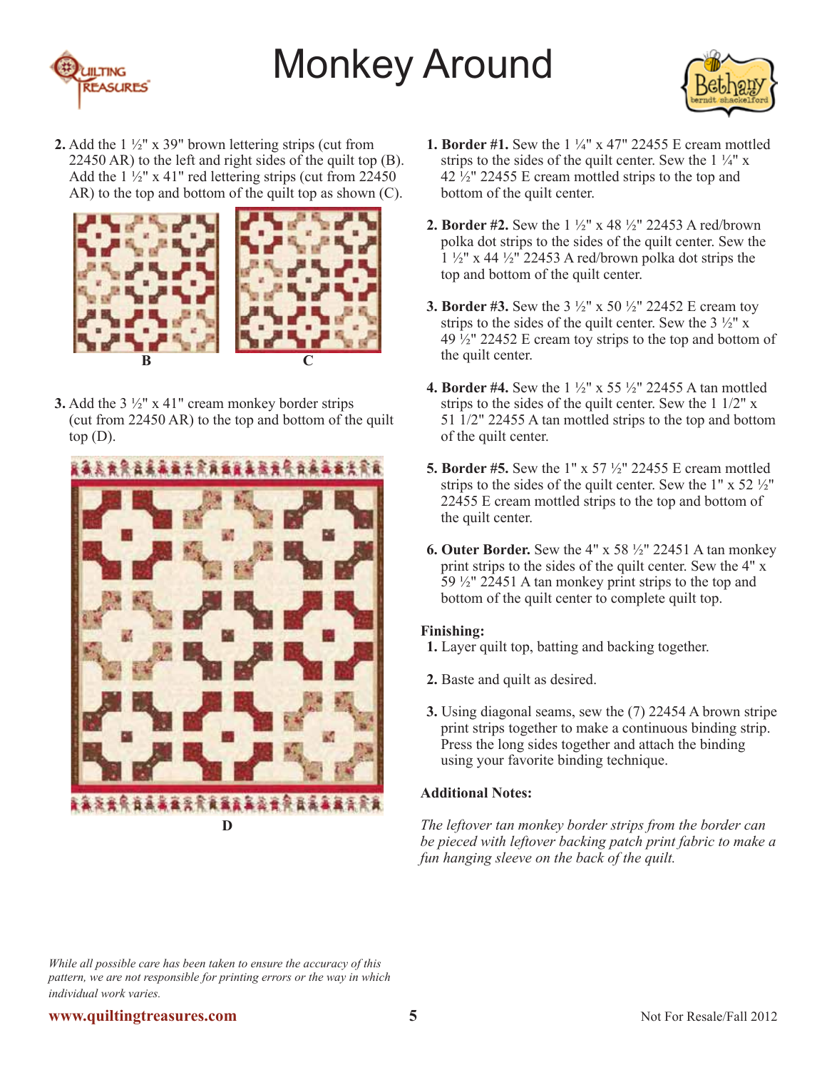# Monkey Around

2. Add the 1 ½" x 39" brown lettering strips (cut from 22450 AR) to the left and right sides of the quilt top (B). Add the 1 ½" x 41" red lettering strips (cut from 22450 AR) to the top and bottom of the quilt top as shown (C).

B

C

3. Add the 3 ½" x 41" cream monkey border strips (cut from 22450 AR) to the top and bottom of the quilt top (D).

D

1. **Border #1.** Sew the 1 ¼" x 47" 22455 E cream mottled strips to the sides of the quilt center. Sew the 1 ¼" x 42 ½" 22455 E cream mottled strips to the top and bottom of the quilt center.

2. **Border #2.** Sew the 1 ½" x 48 ½" 22453 A red/brown polka dot strips to the sides of the quilt center. Sew the 1 ½" x 44 ½" 22453 A red/brown polka dot strips the top and bottom of the quilt center.

3. **Border #3.** Sew the 3 ½" x 50 ½" 22452 E cream toy strips to the sides of the quilt center. Sew the 3 ½" x 49 ½" 22452 E cream toy strips to the top and bottom of the quilt center.

4. **Border #4.** Sew the 1 ½" x 55 ½" 22455 A tan mottled strips to the sides of the quilt center. Sew the 1 1/2" x 51 1/2" 22455 A tan mottled strips to the top and bottom of the quilt center.

5. **Border #5.** Sew the 1" x 57 ½" 22455 E cream mottled strips to the sides of the quilt center. Sew the 1" x 52 ½" 22455 E cream mottled strips to the top and bottom of the quilt center.

6. **Outer Border.** Sew the 4" x 58 ½" 22451 A tan monkey print strips to the sides of the quilt center. Sew the 4" x 59 ½" 22451 A tan monkey print strips to the top and bottom of the quilt center to complete quilt top.

**Finishing:**

1. Layer quilt top, batting and backing together.

2. Baste and quilt as desired.

3. Using diagonal seams, sew the (7) 22454 A brown stripe print strips together to make a continuous binding strip. Press the long sides together and attach the binding using your favorite binding technique.

**Additional Notes:**

*The leftover tan monkey border strips from the border can be pieced with leftover backing patch print fabric to make a fun hanging sleeve on the back of the quilt.*

*While all possible care has been taken to ensure the accuracy of this pattern, we are not responsible for printing errors or the way in which individual work varies.*

**www.quiltingtreasures.com** Not For Resale/Fall 2012